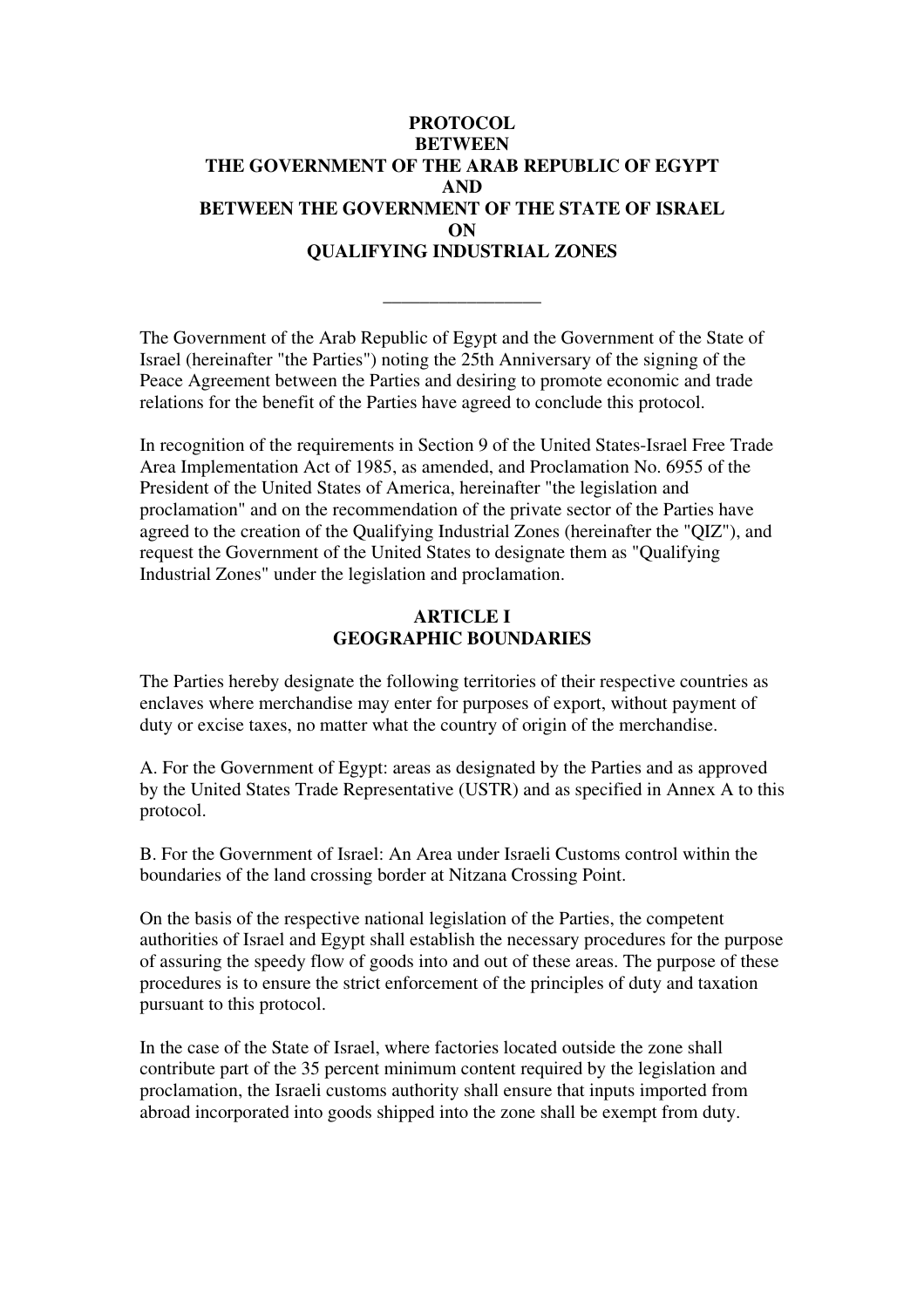# PROTOCOL
# BETWEEN
# THE GOVERNMENT OF THE ARAB REPUBLIC OF EGYPT
# AND
# BETWEEN THE GOVERNMENT OF THE STATE OF ISRAEL
# ON
# QUALIFYING INDUSTRIAL ZONES

---

The Government of the Arab Republic of Egypt and the Government of the State of Israel (hereinafter "the Parties") noting the 25th Anniversary of the signing of the Peace Agreement between the Parties and desiring to promote economic and trade relations for the benefit of the Parties have agreed to conclude this protocol.

In recognition of the requirements in Section 9 of the United States-Israel Free Trade Area Implementation Act of 1985, as amended, and Proclamation No. 6955 of the President of the United States of America, hereinafter "the legislation and proclamation" and on the recommendation of the private sector of the Parties have agreed to the creation of the Qualifying Industrial Zones (hereinafter the "QIZ"), and request the Government of the United States to designate them as "Qualifying Industrial Zones" under the legislation and proclamation.

## ARTICLE I
## GEOGRAPHIC BOUNDARIES

The Parties hereby designate the following territories of their respective countries as enclaves where merchandise may enter for purposes of export, without payment of duty or excise taxes, no matter what the country of origin of the merchandise.

A. For the Government of Egypt: areas as designated by the Parties and as approved by the United States Trade Representative (USTR) and as specified in Annex A to this protocol.

B. For the Government of Israel: An Area under Israeli Customs control within the boundaries of the land crossing border at Nitzana Crossing Point.

On the basis of the respective national legislation of the Parties, the competent authorities of Israel and Egypt shall establish the necessary procedures for the purpose of assuring the speedy flow of goods into and out of these areas. The purpose of these procedures is to ensure the strict enforcement of the principles of duty and taxation pursuant to this protocol.

In the case of the State of Israel, where factories located outside the zone shall contribute part of the 35 percent minimum content required by the legislation and proclamation, the Israeli customs authority shall ensure that inputs imported from abroad incorporated into goods shipped into the zone shall be exempt from duty.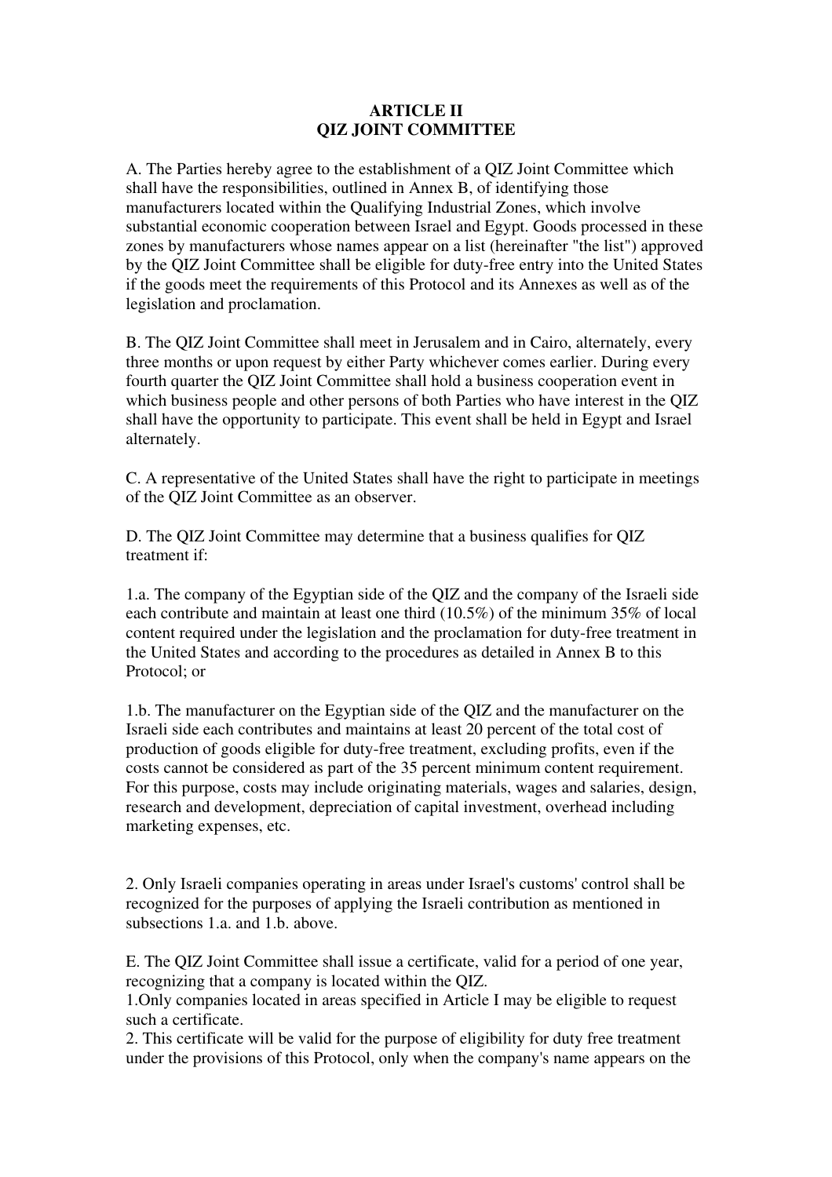## ARTICLE II
## QIZ JOINT COMMITTEE

A. The Parties hereby agree to the establishment of a QIZ Joint Committee which shall have the responsibilities, outlined in Annex B, of identifying those manufacturers located within the Qualifying Industrial Zones, which involve substantial economic cooperation between Israel and Egypt. Goods processed in these zones by manufacturers whose names appear on a list (hereinafter "the list") approved by the QIZ Joint Committee shall be eligible for duty-free entry into the United States if the goods meet the requirements of this Protocol and its Annexes as well as of the legislation and proclamation.

B. The QIZ Joint Committee shall meet in Jerusalem and in Cairo, alternately, every three months or upon request by either Party whichever comes earlier. During every fourth quarter the QIZ Joint Committee shall hold a business cooperation event in which business people and other persons of both Parties who have interest in the QIZ shall have the opportunity to participate. This event shall be held in Egypt and Israel alternately.

C. A representative of the United States shall have the right to participate in meetings of the QIZ Joint Committee as an observer.

D. The QIZ Joint Committee may determine that a business qualifies for QIZ treatment if:

1.a. The company of the Egyptian side of the QIZ and the company of the Israeli side each contribute and maintain at least one third (10.5%) of the minimum 35% of local content required under the legislation and the proclamation for duty-free treatment in the United States and according to the procedures as detailed in Annex B to this Protocol; or

1.b. The manufacturer on the Egyptian side of the QIZ and the manufacturer on the Israeli side each contributes and maintains at least 20 percent of the total cost of production of goods eligible for duty-free treatment, excluding profits, even if the costs cannot be considered as part of the 35 percent minimum content requirement. For this purpose, costs may include originating materials, wages and salaries, design, research and development, depreciation of capital investment, overhead including marketing expenses, etc.

2. Only Israeli companies operating in areas under Israel's customs' control shall be recognized for the purposes of applying the Israeli contribution as mentioned in subsections 1.a. and 1.b. above.

E. The QIZ Joint Committee shall issue a certificate, valid for a period of one year, recognizing that a company is located within the QIZ.

1.Only companies located in areas specified in Article I may be eligible to request such a certificate.

2. This certificate will be valid for the purpose of eligibility for duty free treatment under the provisions of this Protocol, only when the company's name appears on the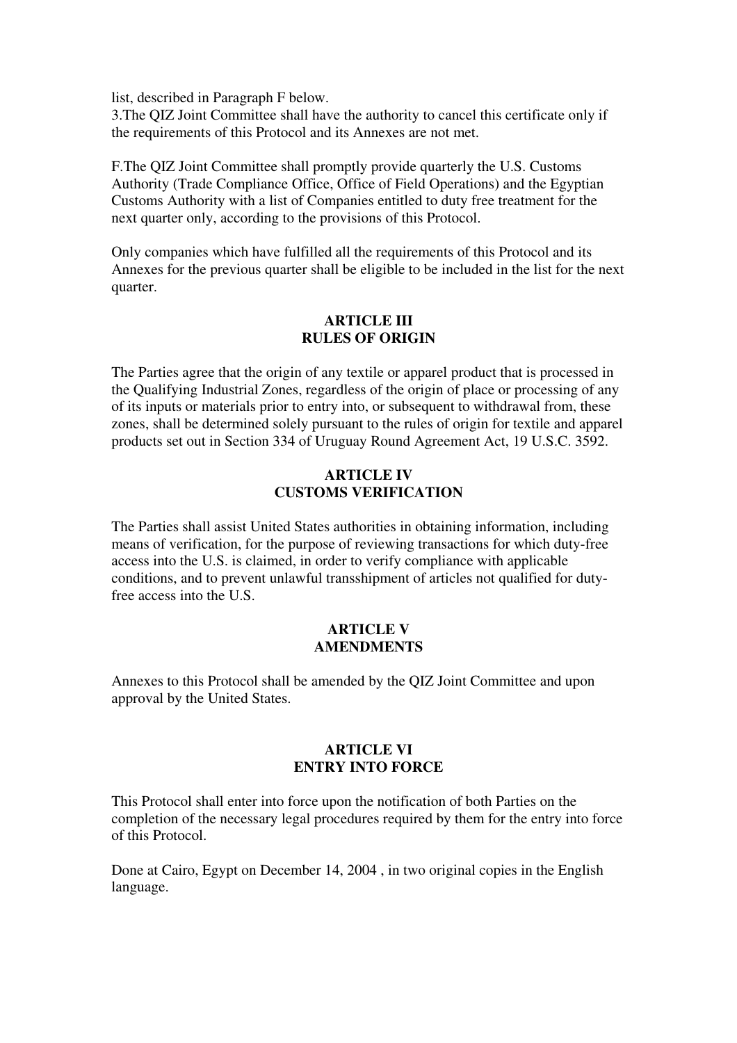list, described in Paragraph F below.

3.The QIZ Joint Committee shall have the authority to cancel this certificate only if the requirements of this Protocol and its Annexes are not met.

F.The QIZ Joint Committee shall promptly provide quarterly the U.S. Customs Authority (Trade Compliance Office, Office of Field Operations) and the Egyptian Customs Authority with a list of Companies entitled to duty free treatment for the next quarter only, according to the provisions of this Protocol.

Only companies which have fulfilled all the requirements of this Protocol and its Annexes for the previous quarter shall be eligible to be included in the list for the next quarter.

## ARTICLE III
## RULES OF ORIGIN

The Parties agree that the origin of any textile or apparel product that is processed in the Qualifying Industrial Zones, regardless of the origin of place or processing of any of its inputs or materials prior to entry into, or subsequent to withdrawal from, these zones, shall be determined solely pursuant to the rules of origin for textile and apparel products set out in Section 334 of Uruguay Round Agreement Act, 19 U.S.C.C. 3592.

## ARTICLE IV
## CUSTOMS VERIFICATION

The Parties shall assist United States authorities in obtaining information, including means of verification, for the purpose of reviewing transactions for which duty-free access into the U.S. is claimed, in order to verify compliance with applicable conditions, and to prevent unlawful transshipment of articles not qualified for duty-free access into the U.S.

## ARTICLE V
## AMENDMENTS

Annexes to this Protocol shall be amended by the QIZ Joint Committee and upon approval by the United States.

## ARTICLE VI
## ENTRY INTO FORCE

This Protocol shall enter into force upon the notification of both Parties on the completion of the necessary legal procedures required by them for the entry into force of this Protocol.

Done at Cairo, Egypt on December 14, 2004 , in two original copies in the English language.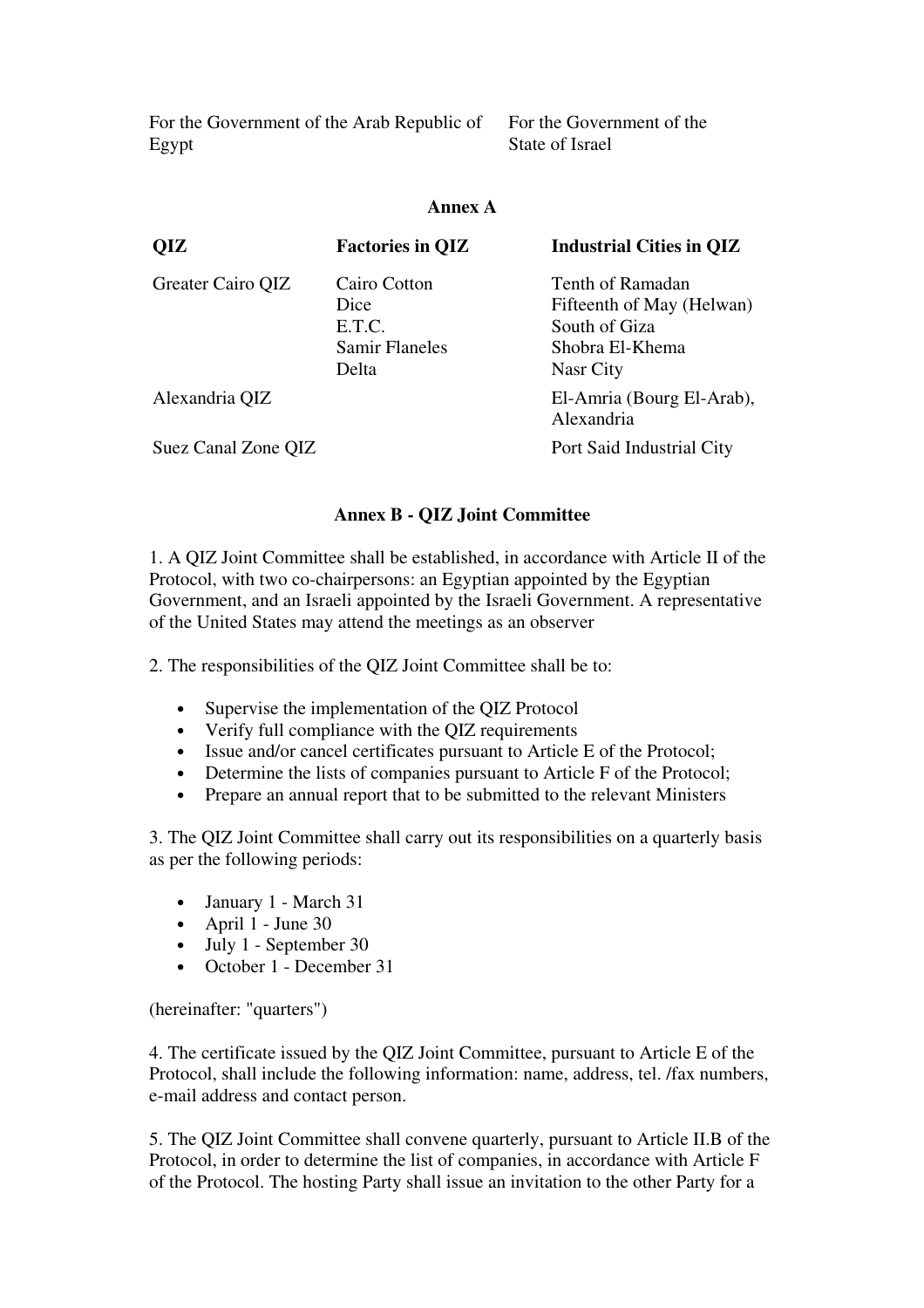| For the Government of the Arab Republic of Egypt | For the Government of the State of Israel |
| --- | --- |

## Annex A

| QIZ | Factories in QIZ | Industrial Cities in QIZ |
| --- | --- | --- |
| Greater Cairo QIZ | Cairo Cotton<br>Dice<br>E.T.C.<br>Samir Flaneles<br>Delta | Tenth of Ramadan<br>Fifteenth of May (Helwan)<br>South of Giza<br>Shobra El-Khema<br>Nasr City |
| Alexandria QIZ | | El-Amria (Bourg El-Arab), Alexandria |
| Suez Canal Zone QIZ | | Port Said Industrial City |

## Annex B - QIZ Joint Committee

1. A QIZ Joint Committee shall be established, in accordance with Article II of the Protocol, with two co-chairpersons: an Egyptian appointed by the Egyptian Government, and an Israeli appointed by the Israeli Government. A representative of the United States may attend the meetings as an observer

2. The responsibilities of the QIZ Joint Committee shall be to:

- Supervise the implementation of the QIZ Protocol
- Verify full compliance with the QIZ requirements
- Issue and/or cancel certificates pursuant to Article E of the Protocol;
- Determine the lists of companies pursuant to Article F of the Protocol;
- Prepare an annual report that to be submitted to the relevant Ministers

3. The QIZ Joint Committee shall carry out its responsibilities on a quarterly basis as per the following periods:

- January 1 - March 31
- April 1 - June 30
- July 1 - September 30
- October 1 - December 31

(hereinafter: "quarters")

4. The certificate issued by the QIZ Joint Committee, pursuant to Article E of the Protocol, shall include the following information: name, address, tel. /fax numbers, e-mail address and contact person.

5. The QIZ Joint Committee shall convene quarterly, pursuant to Article II.B of the Protocol, in order to determine the list of companies, in accordance with Article F of the Protocol. The hosting Party shall issue an invitation to the other Party for a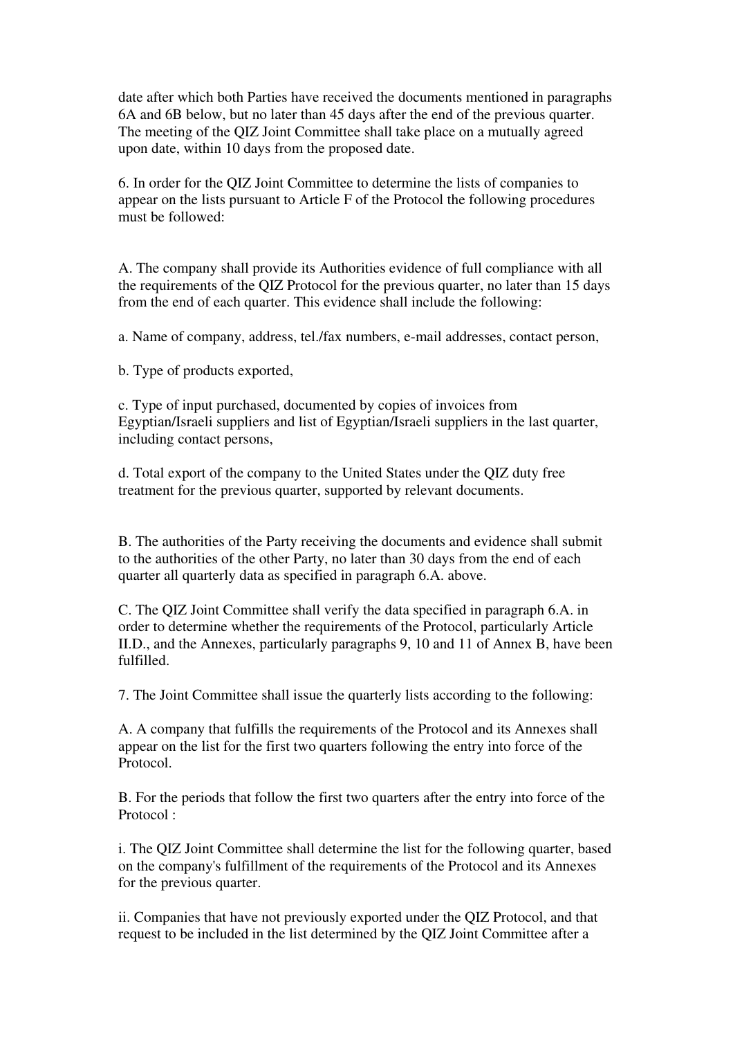date after which both Parties have received the documents mentioned in paragraphs 6A and 6B below, but no later than 45 days after the end of the previous quarter. The meeting of the QIZ Joint Committee shall take place on a mutually agreed upon date, within 10 days from the proposed date.

6. In order for the QIZ Joint Committee to determine the lists of companies to appear on the lists pursuant to Article F of the Protocol the following procedures must be followed:

A. The company shall provide its Authorities evidence of full compliance with all the requirements of the QIZ Protocol for the previous quarter, no later than 15 days from the end of each quarter. This evidence shall include the following:

a. Name of company, address, tel./fax numbers, e-mail addresses, contact person,

b. Type of products exported,

c. Type of input purchased, documented by copies of invoices from Egyptian/Israeli suppliers and list of Egyptian/Israeli suppliers in the last quarter, including contact persons,

d. Total export of the company to the United States under the QIZ duty free treatment for the previous quarter, supported by relevant documents.

B. The authorities of the Party receiving the documents and evidence shall submit to the authorities of the other Party, no later than 30 days from the end of each quarter all quarterly data as specified in paragraph 6.A. above.

C. The QIZ Joint Committee shall verify the data specified in paragraph 6.A. in order to determine whether the requirements of the Protocol, particularly Article II.D., and the Annexes, particularly paragraphs 9, 10 and 11 of Annex B, have been fulfilled.

7. The Joint Committee shall issue the quarterly lists according to the following:

A. A company that fulfills the requirements of the Protocol and its Annexes shall appear on the list for the first two quarters following the entry into force of the Protocol.

B. For the periods that follow the first two quarters after the entry into force of the Protocol :

i. The QIZ Joint Committee shall determine the list for the following quarter, based on the company's fulfillment of the requirements of the Protocol and its Annexes for the previous quarter.

ii. Companies that have not previously exported under the QIZ Protocol, and that request to be included in the list determined by the QIZ Joint Committee after a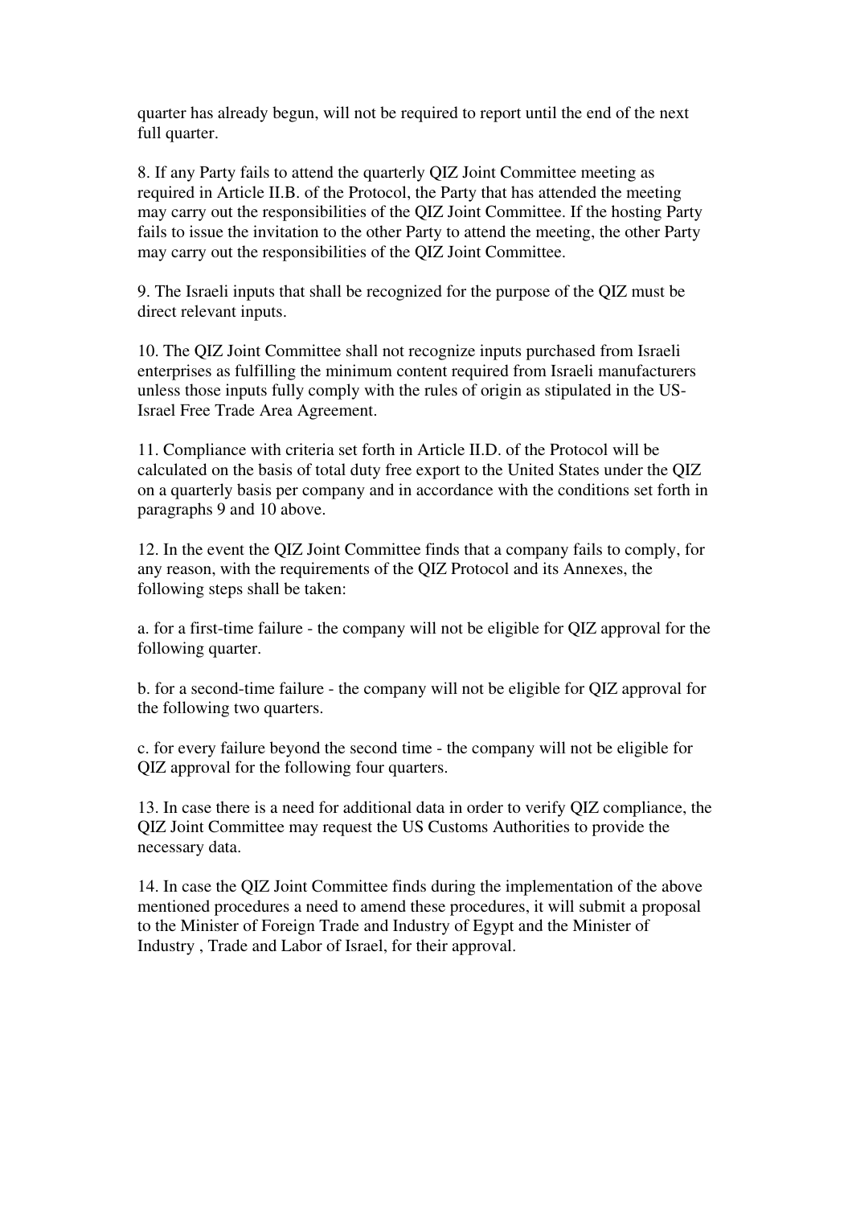quarter has already begun, will not be required to report until the end of the next full quarter.

8. If any Party fails to attend the quarterly QIZ Joint Committee meeting as required in Article II.B. of the Protocol, the Party that has attended the meeting may carry out the responsibilities of the QIZ Joint Committee. If the hosting Party fails to issue the invitation to the other Party to attend the meeting, the other Party may carry out the responsibilities of the QIZ Joint Committee.

9. The Israeli inputs that shall be recognized for the purpose of the QIZ must be direct relevant inputs.

10. The QIZ Joint Committee shall not recognize inputs purchased from Israeli enterprises as fulfilling the minimum content required from Israeli manufacturers unless those inputs fully comply with the rules of origin as stipulated in the US-Israel Free Trade Area Agreement.

11. Compliance with criteria set forth in Article II.D. of the Protocol will be calculated on the basis of total duty free export to the United States under the QIZ on a quarterly basis per company and in accordance with the conditions set forth in paragraphs 9 and 10 above.

12. In the event the QIZ Joint Committee finds that a company fails to comply, for any reason, with the requirements of the QIZ Protocol and its Annexes, the following steps shall be taken:

a. for a first-time failure - the company will not be eligible for QIZ approval for the following quarter.

b. for a second-time failure - the company will not be eligible for QIZ approval for the following two quarters.

c. for every failure beyond the second time - the company will not be eligible for QIZ approval for the following four quarters.

13. In case there is a need for additional data in order to verify QIZ compliance, the QIZ Joint Committee may request the US Customs Authorities to provide the necessary data.

14. In case the QIZ Joint Committee finds during the implementation of the above mentioned procedures a need to amend these procedures, it will submit a proposal to the Minister of Foreign Trade and Industry of Egypt and the Minister of Industry , Trade and Labor of Israel, for their approval.